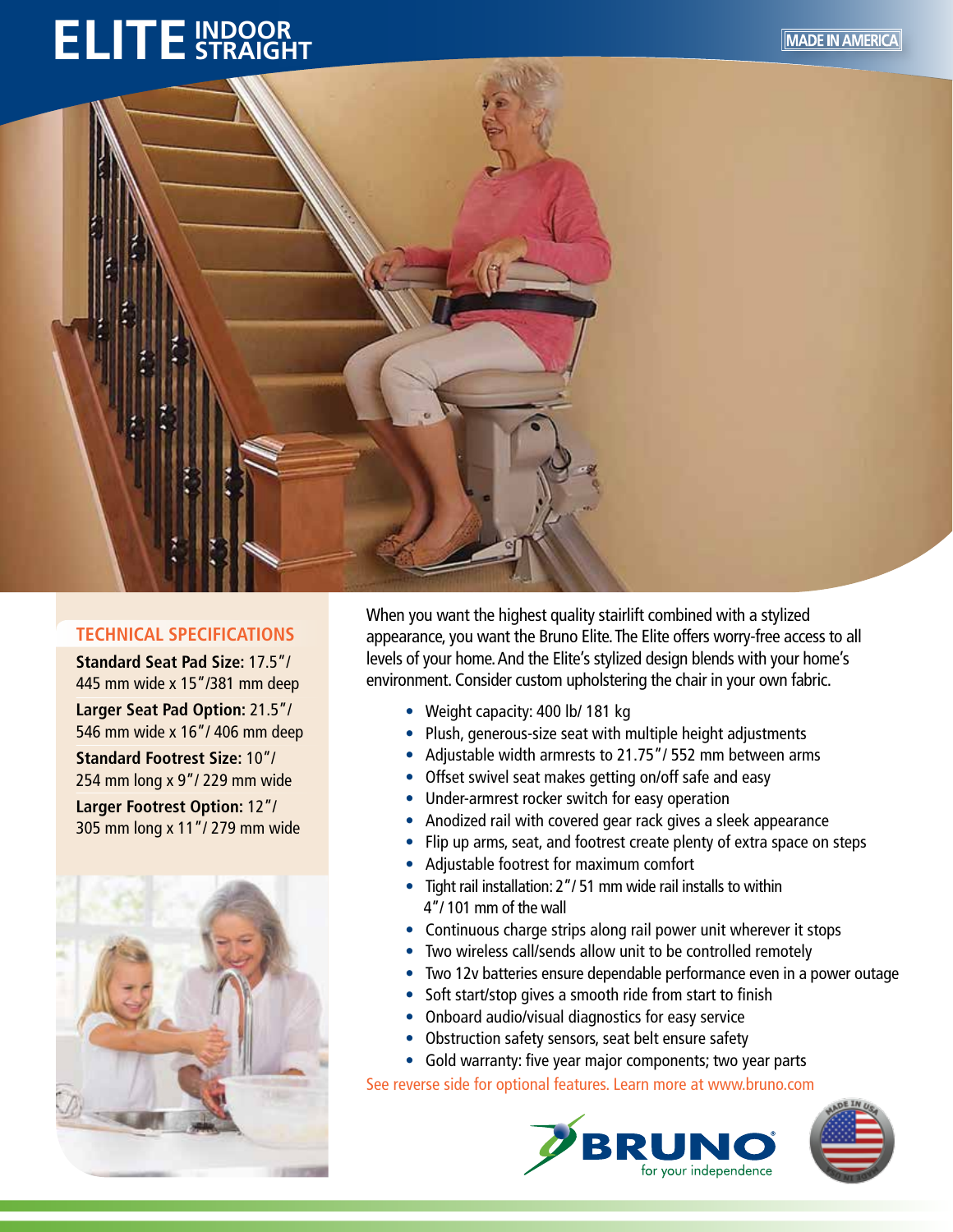# ELITE INDOOR STRAIGHT

MADE IN AMERICA

## TECHNICAL SPECIFICATIONS

**Standard Seat Pad Size:** 17.5"/ 445 mm wide x 15"/381 mm deep

**Larger Seat Pad Option:** 21.5"/ 546 mm wide x 16"/ 406 mm deep

**Standard Footrest Size:** 10"/ 254 mm long x 9"/ 229 mm wide

**Larger Footrest Option:** 12"/ 305 mm long x 11"/ 279 mm wide

When you want the highest quality stairlift combined with a stylized appearance, you want the Bruno Elite. The Elite offers worry-free access to all levels of your home. And the Elite's stylized design blends with your home's environment. Consider custom upholstering the chair in your own fabric.

- Weight capacity: 400 lb/ 181 kg
- Plush, generous-size seat with multiple height adjustments
- Adjustable width armrests to 21.75"/ 552 mm between arms
- Offset swivel seat makes getting on/off safe and easy
- Under-armrest rocker switch for easy operation
- Anodized rail with covered gear rack gives a sleek appearance
- Flip up arms, seat, and footrest create plenty of extra space on steps
- Adjustable footrest for maximum comfort
- Tight rail installation: 2"/ 51 mm wide rail installs to within 4"/ 101 mm of the wall
- Continuous charge strips along rail power unit wherever it stops
- Two wireless call/sends allow unit to be controlled remotely
- Two 12v batteries ensure dependable performance even in a power outage
- Soft start/stop gives a smooth ride from start to finish
- Onboard audio/visual diagnostics for easy service
- Obstruction safety sensors, seat belt ensure safety
- Gold warranty: five year major components; two year parts

See reverse side for optional features. Learn more at www.bruno.com

BRUNO® for your independence

MADE IN USA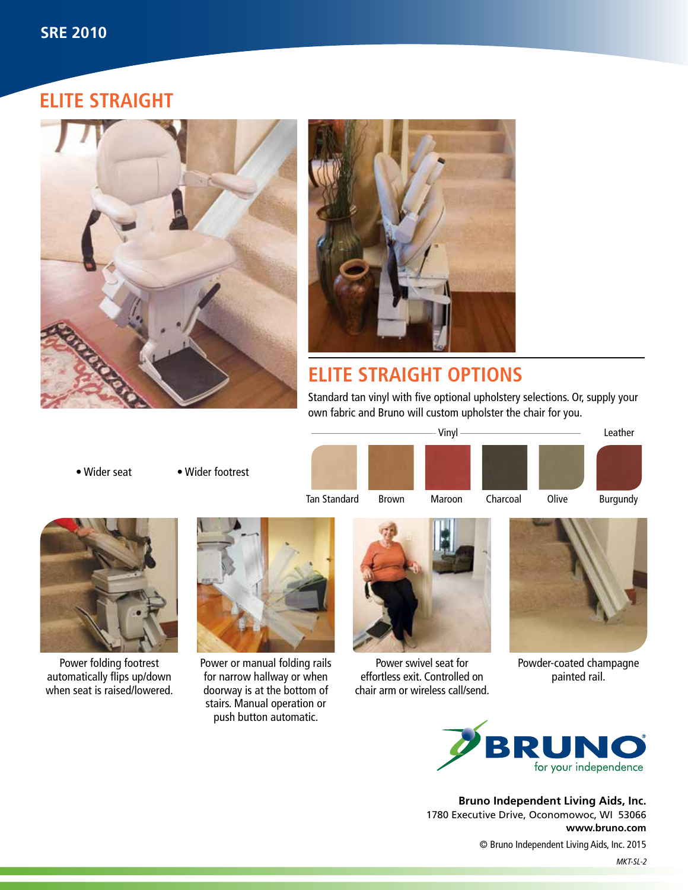SRE 2010

## ELITE STRAIGHT

## ELITE STRAIGHT OPTIONS

Standard tan vinyl with five optional upholstery selections. Or, supply your own fabric and Bruno will custom upholster the chair for you.

| Vinyl | | | | | Leather |
|---|---|---|---|---|---|
| Tan Standard | Brown | Maroon | Charcoal | Olive | Burgundy |

- Wider seat
- Wider footrest

Power folding footrest automatically flips up/down when seat is raised/lowered.

Power or manual folding rails for narrow hallway or when doorway is at the bottom of stairs. Manual operation or push button automatic.

Power swivel seat for effortless exit. Controlled on chair arm or wireless call/send.

Powder-coated champagne painted rail.

BRUNO for your independence

**Bruno Independent Living Aids, Inc.**
1780 Executive Drive, Oconomowoc, WI 53066
**www.bruno.com**

© Bruno Independent Living Aids, Inc. 2015

*MKT-SL-2*